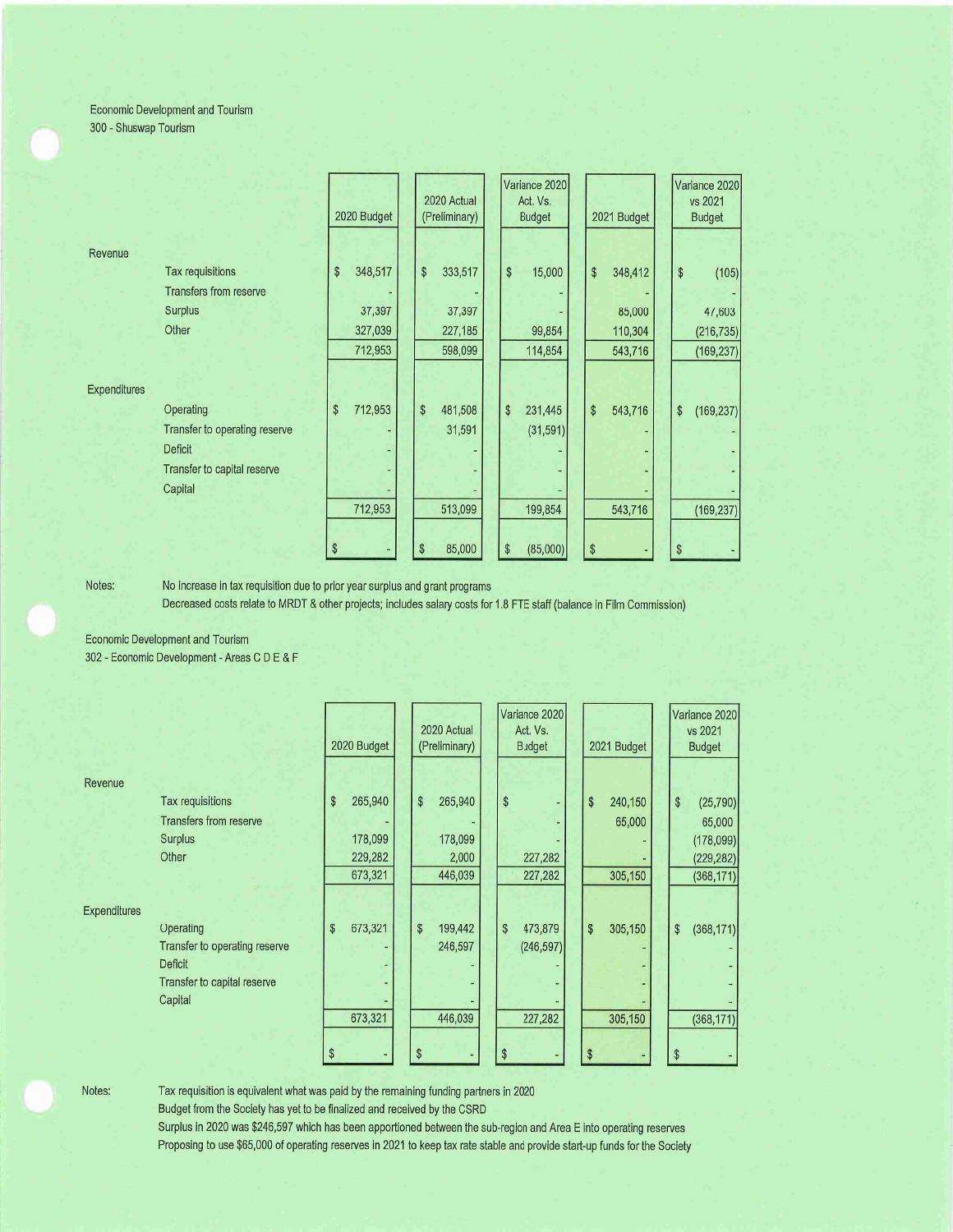Economic Development and Tourism
300 - Shuswap Tourism

| | | 2020 Budget | 2020 Actual (Preliminary) | Variance 2020 Act. Vs. Budget | 2021 Budget | Variance 2020 vs 2021 Budget |
|---|---|---|---|---|---|---|
| Revenue | | | | | | |
| | Tax requisitions | $ 348,517 | $ 333,517 | $ 15,000 | $ 348,412 | $ (105) |
| | Transfers from reserve | - | - | - | - | - |
| | Surplus | 37,397 | 37,397 | - | 85,000 | 47,603 |
| | Other | 327,039 | 227,185 | 99,854 | 110,304 | (216,735) |
| | | 712,953 | 598,099 | 114,854 | 543,716 | (169,237) |
| Expenditures | | | | | | |
| | Operating | $ 712,953 | $ 481,508 | $ 231,445 | $ 543,716 | $ (169,237) |
| | Transfer to operating reserve | - | 31,591 | (31,591) | - | - |
| | Deficit | - | - | - | - | - |
| | Transfer to capital reserve | - | - | - | - | - |
| | Capital | - | - | - | - | - |
| | | 712,953 | 513,099 | 199,854 | 543,716 | (169,237) |
| | | $ - | $ 85,000 | $ (85,000) | $ - | $ - |

Notes: No increase in tax requisition due to prior year surplus and grant programs
Decreased costs relate to MRDT & other projects; includes salary costs for 1.8 FTE staff (balance in Film Commission)

Economic Development and Tourism
302 - Economic Development - Areas C D E & F

| | | 2020 Budget | 2020 Actual (Preliminary) | Variance 2020 Act. Vs. Budget | 2021 Budget | Variance 2020 vs 2021 Budget |
|---|---|---|---|---|---|---|
| Revenue | | | | | | |
| | Tax requisitions | $ 265,940 | $ 265,940 | $ - | $ 240,150 | $ (25,790) |
| | Transfers from reserve | - | - | - | 65,000 | 65,000 |
| | Surplus | 178,099 | 178,099 | - | - | (178,099) |
| | Other | 229,282 | 2,000 | 227,282 | - | (229,282) |
| | | 673,321 | 446,039 | 227,282 | 305,150 | (368,171) |
| Expenditures | | | | | | |
| | Operating | $ 673,321 | $ 199,442 | $ 473,879 | $ 305,150 | $ (368,171) |
| | Transfer to operating reserve | - | 246,597 | (246,597) | - | - |
| | Deficit | - | - | - | - | - |
| | Transfer to capital reserve | - | - | - | - | - |
| | Capital | - | - | - | - | - |
| | | 673,321 | 446,039 | 227,282 | 305,150 | (368,171) |
| | | $ - | $ - | $ - | $ - | $ - |

Notes: Tax requisition is equivalent what was paid by the remaining funding partners in 2020
Budget from the Society has yet to be finalized and received by the CSRD
Surplus in 2020 was $246,597 which has been apportioned between the sub-region and Area E into operating reserves
Proposing to use $65,000 of operating reserves in 2021 to keep tax rate stable and provide start-up funds for the Society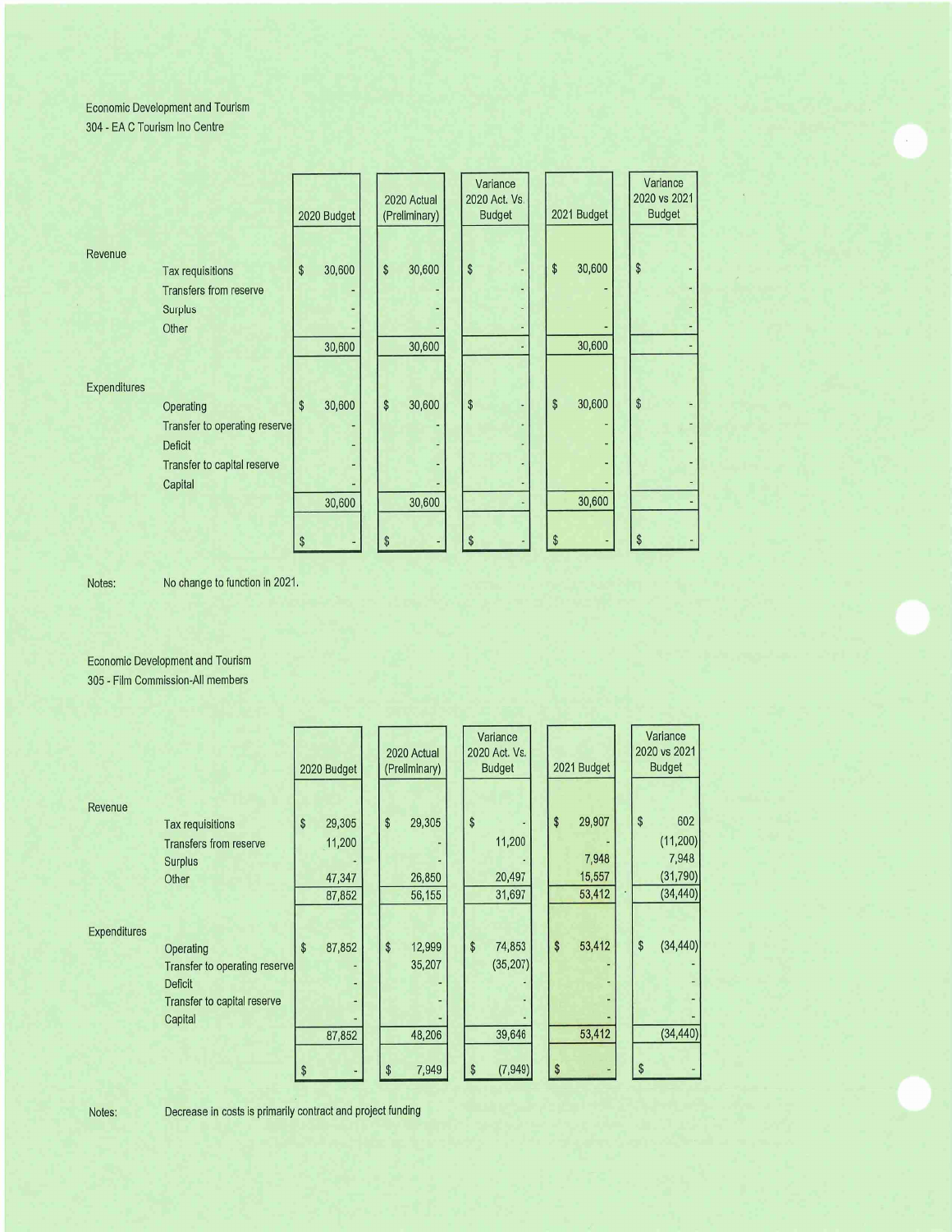Economic Development and Tourism
304 - EA C Tourism Ino Centre

| | | 2020 Budget | 2020 Actual (Preliminary) | Variance 2020 Act. Vs. Budget | 2021 Budget | Variance 2020 vs 2021 Budget |
|---|---|---|---|---|---|---|
| Revenue | | | | | | |
| | Tax requisitions | $ 30,600 | $ 30,600 | $ - | $ 30,600 | $ - |
| | Transfers from reserve | - | - | - | - | - |
| | Surplus | - | - | - | - | - |
| | Other | - | - | - | - | - |
| | | 30,600 | 30,600 | - | 30,600 | - |
| Expenditures | | | | | | |
| | Operating | $ 30,600 | $ 30,600 | $ - | $ 30,600 | $ - |
| | Transfer to operating reserve | - | - | - | - | - |
| | Deficit | - | - | - | - | - |
| | Transfer to capital reserve | - | - | - | - | - |
| | Capital | - | - | - | - | - |
| | | 30,600 | 30,600 | - | 30,600 | - |
| | | $ - | $ - | $ - | $ - | $ - |

Notes: No change to function in 2021.

Economic Development and Tourism
305 - Film Commission-All members

| | | 2020 Budget | 2020 Actual (Preliminary) | Variance 2020 Act. Vs. Budget | 2021 Budget | Variance 2020 vs 2021 Budget |
|---|---|---|---|---|---|---|
| Revenue | | | | | | |
| | Tax requisitions | $ 29,305 | $ 29,305 | $ - | $ 29,907 | $ 602 |
| | Transfers from reserve | 11,200 | - | 11,200 | - | (11,200) |
| | Surplus | - | - | - | 7,948 | 7,948 |
| | Other | 47,347 | 26,850 | 20,497 | 15,557 | (31,790) |
| | | 87,852 | 56,155 | 31,697 | 53,412 | (34,440) |
| Expenditures | | | | | | |
| | Operating | $ 87,852 | $ 12,999 | $ 74,853 | $ 53,412 | $ (34,440) |
| | Transfer to operating reserve | - | 35,207 | (35,207) | - | - |
| | Deficit | - | - | - | - | - |
| | Transfer to capital reserve | - | - | - | - | - |
| | Capital | - | - | - | - | - |
| | | 87,852 | 48,206 | 39,646 | 53,412 | (34,440) |
| | | $ - | $ 7,949 | $ (7,949) | $ - | $ - |

Notes: Decrease in costs is primarily contract and project funding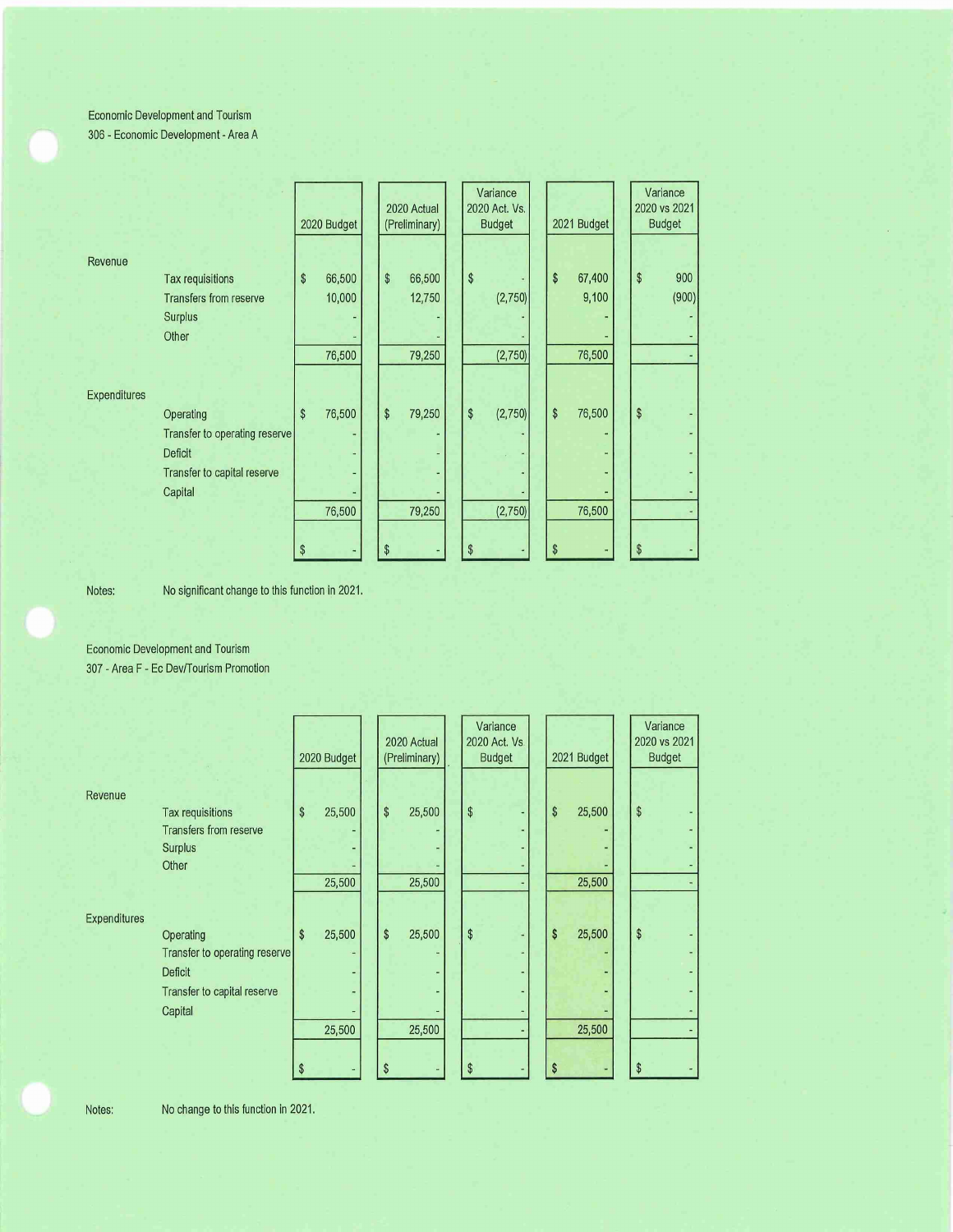Economic Development and Tourism
306 - Economic Development - Area A

| | | 2020 Budget | 2020 Actual (Preliminary) | Variance 2020 Act. Vs. Budget | 2021 Budget | Variance 2020 vs 2021 Budget |
|---|---|---|---|---|---|---|
| Revenue | | | | | | |
| | Tax requisitions | $ 66,500 | $ 66,500 | $ - | $ 67,400 | $ 900 |
| | Transfers from reserve | 10,000 | 12,750 | (2,750) | 9,100 | (900) |
| | Surplus | - | - | - | - | - |
| | Other | - | - | - | - | - |
| | | 76,500 | 79,250 | (2,750) | 76,500 | - |
| Expenditures | | | | | | |
| | Operating | $ 76,500 | $ 79,250 | $ (2,750) | $ 76,500 | $ - |
| | Transfer to operating reserve | - | - | - | - | - |
| | Deficit | - | - | - | - | - |
| | Transfer to capital reserve | - | - | - | - | - |
| | Capital | - | - | - | - | - |
| | | 76,500 | 79,250 | (2,750) | 76,500 | - |
| | | $ - | $ - | $ - | $ - | $ - |

Notes: No significant change to this function in 2021.

Economic Development and Tourism
307 - Area F - Ec Dev/Tourism Promotion

| | | 2020 Budget | 2020 Actual (Preliminary) | Variance 2020 Act. Vs Budget | 2021 Budget | Variance 2020 vs 2021 Budget |
|---|---|---|---|---|---|---|
| Revenue | | | | | | |
| | Tax requisitions | $ 25,500 | $ 25,500 | $ - | $ 25,500 | $ - |
| | Transfers from reserve | - | - | - | - | - |
| | Surplus | - | - | - | - | - |
| | Other | - | - | - | - | - |
| | | 25,500 | 25,500 | - | 25,500 | - |
| Expenditures | | | | | | |
| | Operating | $ 25,500 | $ 25,500 | $ - | $ 25,500 | $ - |
| | Transfer to operating reserve | - | - | - | - | - |
| | Deficit | - | - | - | - | - |
| | Transfer to capital reserve | - | - | - | - | - |
| | Capital | - | - | - | - | - |
| | | 25,500 | 25,500 | - | 25,500 | - |
| | | $ - | $ - | $ - | $ - | $ - |

Notes: No change to this function in 2021.